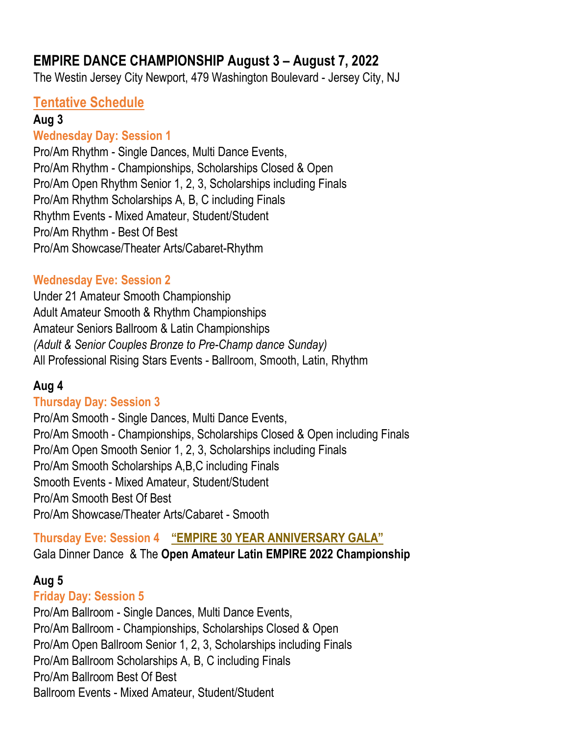# EMPIRE DANCE CHAMPIONSHIP August 3 – August 7, 2022

The Westin Jersey City Newport, 479 Washington Boulevard - Jersey City, NJ

## Tentative Schedule

### Aug 3

#### Wednesday Day: Session 1

Pro/Am Rhythm - Single Dances, Multi Dance Events,
Pro/Am Rhythm - Championships, Scholarships Closed & Open
Pro/Am Open Rhythm Senior 1, 2, 3, Scholarships including Finals
Pro/Am Rhythm Scholarships A, B, C including Finals
Rhythm Events - Mixed Amateur, Student/Student
Pro/Am Rhythm - Best Of Best
Pro/Am Showcase/Theater Arts/Cabaret-Rhythm

#### Wednesday Eve: Session 2

Under 21 Amateur Smooth Championship
Adult Amateur Smooth & Rhythm Championships
Amateur Seniors Ballroom & Latin Championships
*(Adult & Senior Couples Bronze to Pre-Champ dance Sunday)*
All Professional Rising Stars Events - Ballroom, Smooth, Latin, Rhythm

### Aug 4

#### Thursday Day: Session 3

Pro/Am Smooth - Single Dances, Multi Dance Events,
Pro/Am Smooth - Championships, Scholarships Closed & Open including Finals
Pro/Am Open Smooth Senior 1, 2, 3, Scholarships including Finals
Pro/Am Smooth Scholarships A,B,C including Finals
Smooth Events - Mixed Amateur, Student/Student
Pro/Am Smooth Best Of Best
Pro/Am Showcase/Theater Arts/Cabaret - Smooth

#### Thursday Eve: Session 4 "EMPIRE 30 YEAR ANNIVERSARY GALA"

Gala Dinner Dance & The **Open Amateur Latin EMPIRE 2022 Championship**

### Aug 5

#### Friday Day: Session 5

Pro/Am Ballroom - Single Dances, Multi Dance Events,
Pro/Am Ballroom - Championships, Scholarships Closed & Open
Pro/Am Open Ballroom Senior 1, 2, 3, Scholarships including Finals
Pro/Am Ballroom Scholarships A, B, C including Finals
Pro/Am Ballroom Best Of Best
Ballroom Events - Mixed Amateur, Student/Student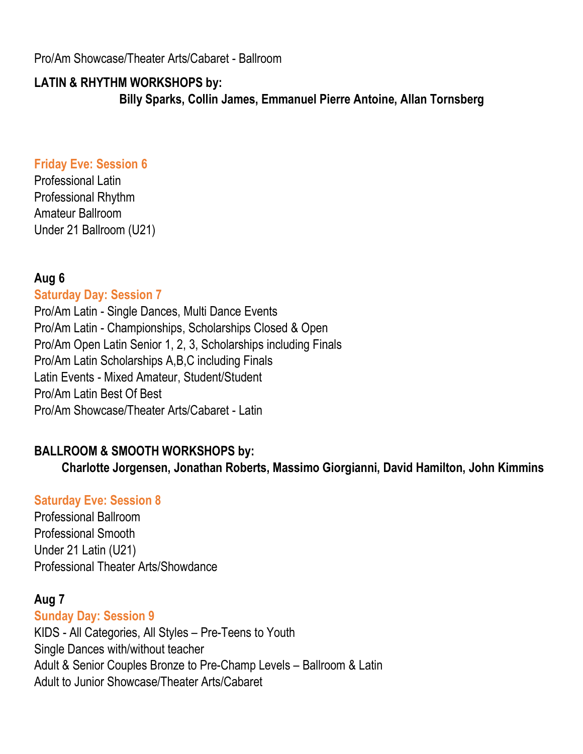Pro/Am Showcase/Theater Arts/Cabaret - Ballroom

**LATIN & RHYTHM WORKSHOPS by:**
**Billy Sparks, Collin James, Emmanuel Pierre Antoine, Allan Tornsberg**

### Friday Eve: Session 6

Professional Latin
Professional Rhythm
Amateur Ballroom
Under 21 Ballroom (U21)

**Aug 6**

### Saturday Day: Session 7

Pro/Am Latin - Single Dances, Multi Dance Events
Pro/Am Latin - Championships, Scholarships Closed & Open
Pro/Am Open Latin Senior 1, 2, 3, Scholarships including Finals
Pro/Am Latin Scholarships A,B,C including Finals
Latin Events - Mixed Amateur, Student/Student
Pro/Am Latin Best Of Best
Pro/Am Showcase/Theater Arts/Cabaret - Latin

**BALLROOM & SMOOTH WORKSHOPS by:**
**Charlotte Jorgensen, Jonathan Roberts, Massimo Giorgianni, David Hamilton, John Kimmins**

### Saturday Eve: Session 8

Professional Ballroom
Professional Smooth
Under 21 Latin (U21)
Professional Theater Arts/Showdance

**Aug 7**

### Sunday Day: Session 9

KIDS - All Categories, All Styles – Pre-Teens to Youth
Single Dances with/without teacher
Adult & Senior Couples Bronze to Pre-Champ Levels – Ballroom & Latin
Adult to Junior Showcase/Theater Arts/Cabaret